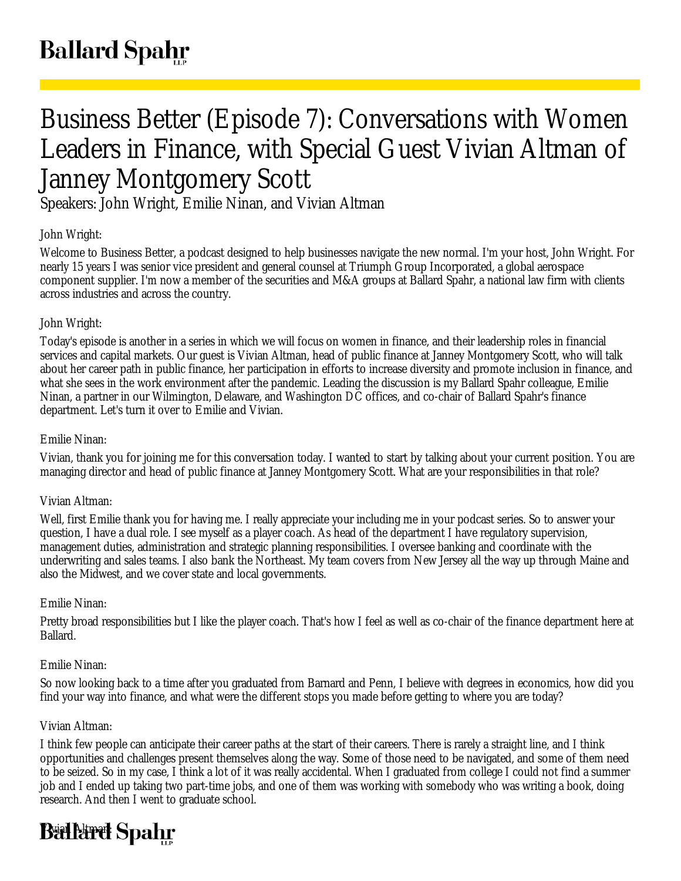# Business Better (Episode 7): Conversations with Women Leaders in Finance, with Special Guest Vivian Altman of Janney Montgomery Scott

Speakers: John Wright, Emilie Ninan, and Vivian Altman

John Wright:

Welcome to Business Better, a podcast designed to help businesses navigate the new normal. I'm your host, John Wright. For nearly 15 years I was senior vice president and general counsel at Triumph Group Incorporated, a global aerospace component supplier. I'm now a member of the securities and M&A groups at Ballard Spahr, a national law firm with clients across industries and across the country.

John Wright:

Today's episode is another in a series in which we will focus on women in finance, and their leadership roles in financial services and capital markets. Our guest is Vivian Altman, head of public finance at Janney Montgomery Scott, who will talk about her career path in public finance, her participation in efforts to increase diversity and promote inclusion in finance, and what she sees in the work environment after the pandemic. Leading the discussion is my Ballard Spahr colleague, Emilie Ninan, a partner in our Wilmington, Delaware, and Washington DC offices, and co-chair of Ballard Spahr's finance department. Let's turn it over to Emilie and Vivian.

Emilie Ninan:

Vivian, thank you for joining me for this conversation today. I wanted to start by talking about your current position. You are managing director and head of public finance at Janney Montgomery Scott. What are your responsibilities in that role?

Vivian Altman:

Well, first Emilie thank you for having me. I really appreciate your including me in your podcast series. So to answer your question, I have a dual role. I see myself as a player coach. As head of the department I have regulatory supervision, management duties, administration and strategic planning responsibilities. I oversee banking and coordinate with the underwriting and sales teams. I also bank the Northeast. My team covers from New Jersey all the way up through Maine and also the Midwest, and we cover state and local governments.

Emilie Ninan:

Pretty broad responsibilities but I like the player coach. That's how I feel as well as co-chair of the finance department here at Ballard.

Emilie Ninan:

So now looking back to a time after you graduated from Barnard and Penn, I believe with degrees in economics, how did you find your way into finance, and what were the different stops you made before getting to where you are today?

Vivian Altman:

I think few people can anticipate their career paths at the start of their careers. There is rarely a straight line, and I think opportunities and challenges present themselves along the way. Some of those need to be navigated, and some of them need to be seized. So in my case, I think a lot of it was really accidental. When I graduated from college I could not find a summer job and I ended up taking two part-time jobs, and one of them was working with somebody who was writing a book, doing research. And then I went to graduate school.

Vivian Altman: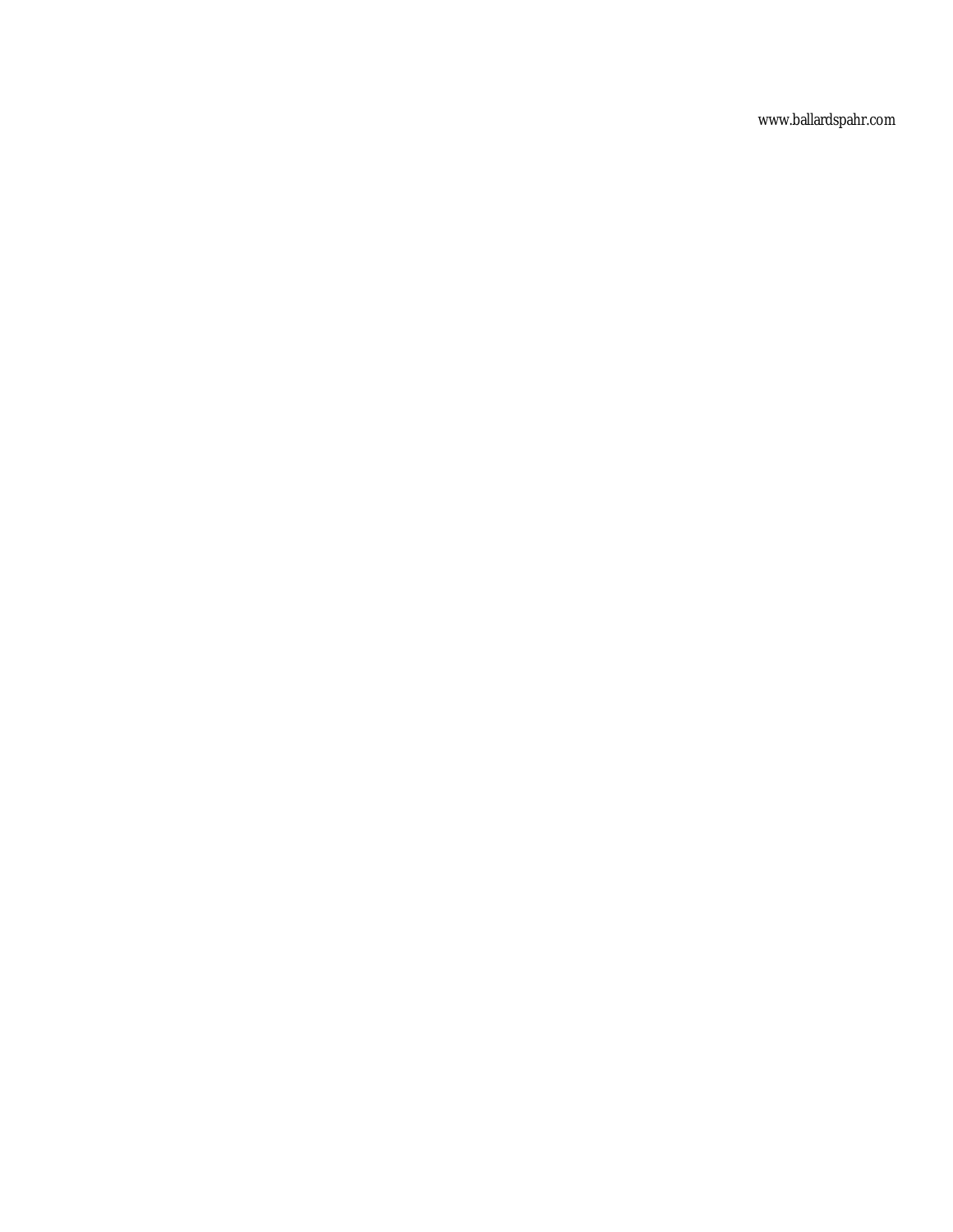www.ballardspahr.com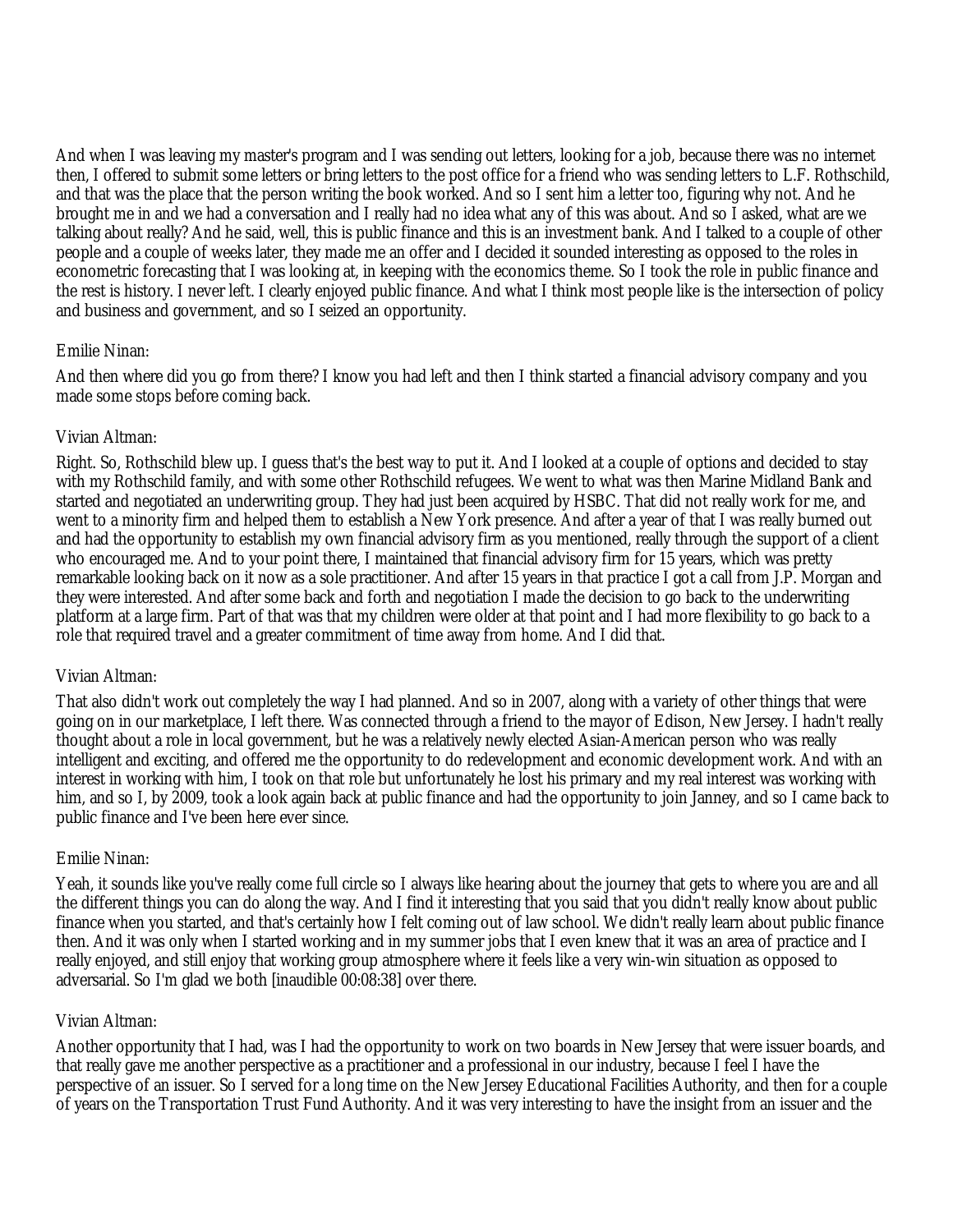And when I was leaving my master's program and I was sending out letters, looking for a job, because there was no internet then, I offered to submit some letters or bring letters to the post office for a friend who was sending letters to L.F. Rothschild, and that was the place that the person writing the book worked. And so I sent him a letter too, figuring why not. And he brought me in and we had a conversation and I really had no idea what any of this was about. And so I asked, what are we talking about really? And he said, well, this is public finance and this is an investment bank. And I talked to a couple of other people and a couple of weeks later, they made me an offer and I decided it sounded interesting as opposed to the roles in econometric forecasting that I was looking at, in keeping with the economics theme. So I took the role in public finance and the rest is history. I never left. I clearly enjoyed public finance. And what I think most people like is the intersection of policy and business and government, and so I seized an opportunity.

Emilie Ninan:

And then where did you go from there? I know you had left and then I think started a financial advisory company and you made some stops before coming back.

Vivian Altman:

Right. So, Rothschild blew up. I guess that's the best way to put it. And I looked at a couple of options and decided to stay with my Rothschild family, and with some other Rothschild refugees. We went to what was then Marine Midland Bank and started and negotiated an underwriting group. They had just been acquired by HSBC. That did not really work for me, and went to a minority firm and helped them to establish a New York presence. And after a year of that I was really burned out and had the opportunity to establish my own financial advisory firm as you mentioned, really through the support of a client who encouraged me. And to your point there, I maintained that financial advisory firm for 15 years, which was pretty remarkable looking back on it now as a sole practitioner. And after 15 years in that practice I got a call from J.P. Morgan and they were interested. And after some back and forth and negotiation I made the decision to go back to the underwriting platform at a large firm. Part of that was that my children were older at that point and I had more flexibility to go back to a role that required travel and a greater commitment of time away from home. And I did that.

Vivian Altman:

That also didn't work out completely the way I had planned. And so in 2007, along with a variety of other things that were going on in our marketplace, I left there. Was connected through a friend to the mayor of Edison, New Jersey. I hadn't really thought about a role in local government, but he was a relatively newly elected Asian-American person who was really intelligent and exciting, and offered me the opportunity to do redevelopment and economic development work. And with an interest in working with him, I took on that role but unfortunately he lost his primary and my real interest was working with him, and so I, by 2009, took a look again back at public finance and had the opportunity to join Janney, and so I came back to public finance and I've been here ever since.

Emilie Ninan:

Yeah, it sounds like you've really come full circle so I always like hearing about the journey that gets to where you are and all the different things you can do along the way. And I find it interesting that you said that you didn't really know about public finance when you started, and that's certainly how I felt coming out of law school. We didn't really learn about public finance then. And it was only when I started working and in my summer jobs that I even knew that it was an area of practice and I really enjoyed, and still enjoy that working group atmosphere where it feels like a very win-win situation as opposed to adversarial. So I'm glad we both [inaudible 00:08:38] over there.

Vivian Altman:

Another opportunity that I had, was I had the opportunity to work on two boards in New Jersey that were issuer boards, and that really gave me another perspective as a practitioner and a professional in our industry, because I feel I have the perspective of an issuer. So I served for a long time on the New Jersey Educational Facilities Authority, and then for a couple of years on the Transportation Trust Fund Authority. And it was very interesting to have the insight from an issuer and the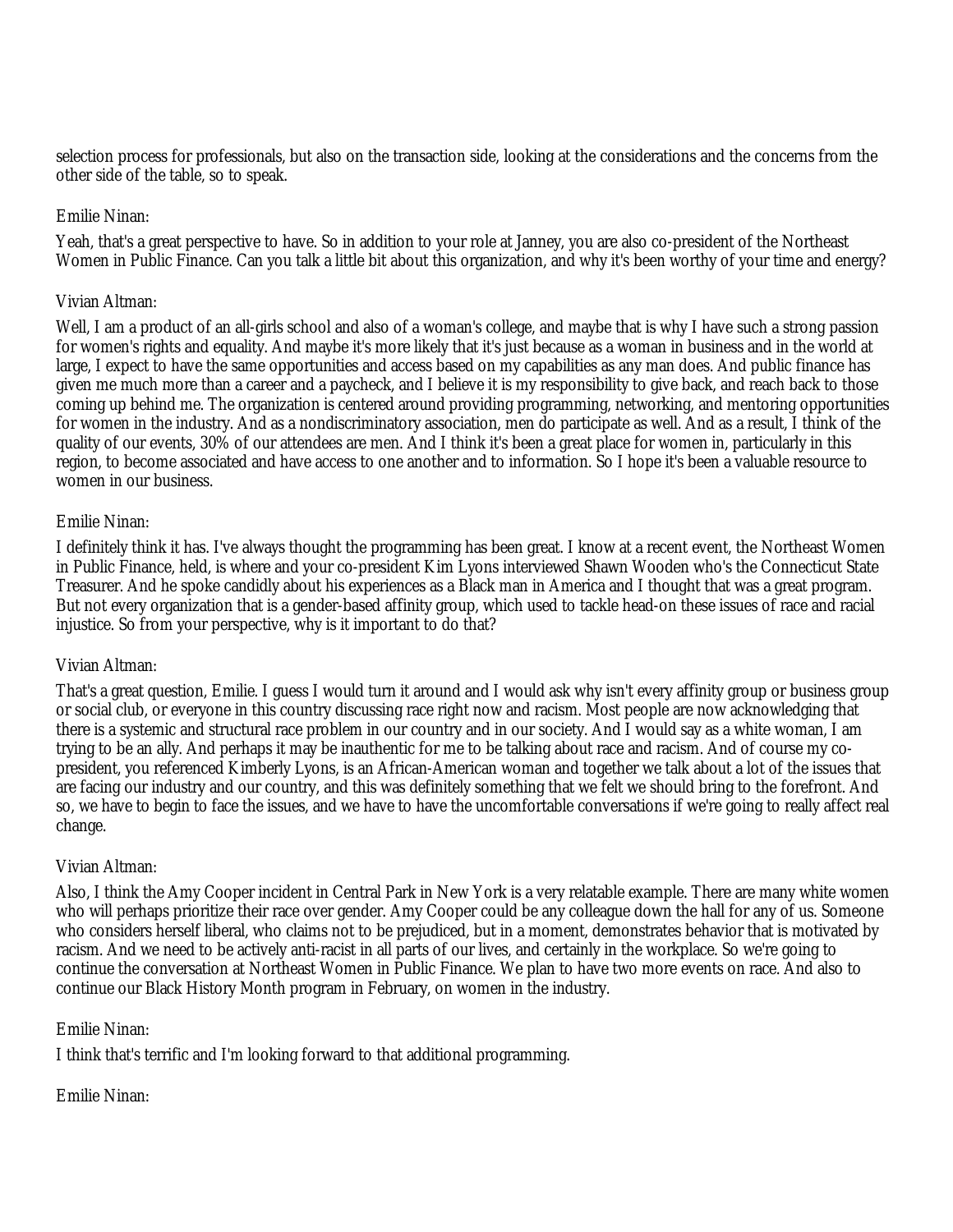selection process for professionals, but also on the transaction side, looking at the considerations and the concerns from the other side of the table, so to speak.

Emilie Ninan:

Yeah, that's a great perspective to have. So in addition to your role at Janney, you are also co-president of the Northeast Women in Public Finance. Can you talk a little bit about this organization, and why it's been worthy of your time and energy?

Vivian Altman:

Well, I am a product of an all-girls school and also of a woman's college, and maybe that is why I have such a strong passion for women's rights and equality. And maybe it's more likely that it's just because as a woman in business and in the world at large, I expect to have the same opportunities and access based on my capabilities as any man does. And public finance has given me much more than a career and a paycheck, and I believe it is my responsibility to give back, and reach back to those coming up behind me. The organization is centered around providing programming, networking, and mentoring opportunities for women in the industry. And as a nondiscriminatory association, men do participate as well. And as a result, I think of the quality of our events, 30% of our attendees are men. And I think it's been a great place for women in, particularly in this region, to become associated and have access to one another and to information. So I hope it's been a valuable resource to women in our business.

Emilie Ninan:

I definitely think it has. I've always thought the programming has been great. I know at a recent event, the Northeast Women in Public Finance, held, is where and your co-president Kim Lyons interviewed Shawn Wooden who's the Connecticut State Treasurer. And he spoke candidly about his experiences as a Black man in America and I thought that was a great program. But not every organization that is a gender-based affinity group, which used to tackle head-on these issues of race and racial injustice. So from your perspective, why is it important to do that?

Vivian Altman:

That's a great question, Emilie. I guess I would turn it around and I would ask why isn't every affinity group or business group or social club, or everyone in this country discussing race right now and racism. Most people are now acknowledging that there is a systemic and structural race problem in our country and in our society. And I would say as a white woman, I am trying to be an ally. And perhaps it may be inauthentic for me to be talking about race and racism. And of course my co-president, you referenced Kimberly Lyons, is an African-American woman and together we talk about a lot of the issues that are facing our industry and our country, and this was definitely something that we felt we should bring to the forefront. And so, we have to begin to face the issues, and we have to have the uncomfortable conversations if we're going to really affect real change.

Vivian Altman:

Also, I think the Amy Cooper incident in Central Park in New York is a very relatable example. There are many white women who will perhaps prioritize their race over gender. Amy Cooper could be any colleague down the hall for any of us. Someone who considers herself liberal, who claims not to be prejudiced, but in a moment, demonstrates behavior that is motivated by racism. And we need to be actively anti-racist in all parts of our lives, and certainly in the workplace. So we're going to continue the conversation at Northeast Women in Public Finance. We plan to have two more events on race. And also to continue our Black History Month program in February, on women in the industry.

Emilie Ninan:

I think that's terrific and I'm looking forward to that additional programming.

Emilie Ninan: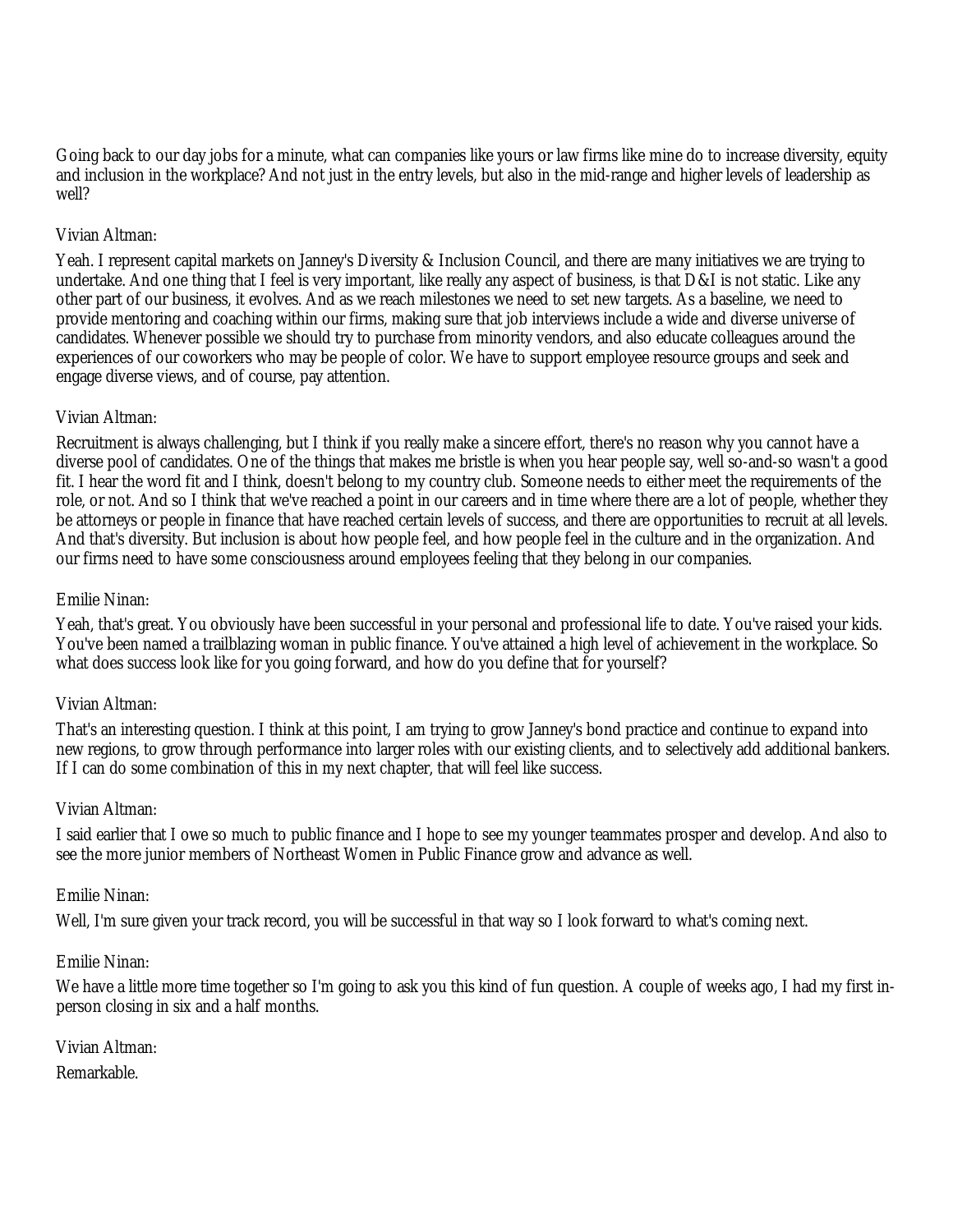Going back to our day jobs for a minute, what can companies like yours or law firms like mine do to increase diversity, equity and inclusion in the workplace? And not just in the entry levels, but also in the mid-range and higher levels of leadership as well?

Vivian Altman:

Yeah. I represent capital markets on Janney's Diversity & Inclusion Council, and there are many initiatives we are trying to undertake. And one thing that I feel is very important, like really any aspect of business, is that D&I is not static. Like any other part of our business, it evolves. And as we reach milestones we need to set new targets. As a baseline, we need to provide mentoring and coaching within our firms, making sure that job interviews include a wide and diverse universe of candidates. Whenever possible we should try to purchase from minority vendors, and also educate colleagues around the experiences of our coworkers who may be people of color. We have to support employee resource groups and seek and engage diverse views, and of course, pay attention.

Vivian Altman:

Recruitment is always challenging, but I think if you really make a sincere effort, there's no reason why you cannot have a diverse pool of candidates. One of the things that makes me bristle is when you hear people say, well so-and-so wasn't a good fit. I hear the word fit and I think, doesn't belong to my country club. Someone needs to either meet the requirements of the role, or not. And so I think that we've reached a point in our careers and in time where there are a lot of people, whether they be attorneys or people in finance that have reached certain levels of success, and there are opportunities to recruit at all levels. And that's diversity. But inclusion is about how people feel, and how people feel in the culture and in the organization. And our firms need to have some consciousness around employees feeling that they belong in our companies.

Emilie Ninan:

Yeah, that's great. You obviously have been successful in your personal and professional life to date. You've raised your kids. You've been named a trailblazing woman in public finance. You've attained a high level of achievement in the workplace. So what does success look like for you going forward, and how do you define that for yourself?

Vivian Altman:

That's an interesting question. I think at this point, I am trying to grow Janney's bond practice and continue to expand into new regions, to grow through performance into larger roles with our existing clients, and to selectively add additional bankers. If I can do some combination of this in my next chapter, that will feel like success.

Vivian Altman:

I said earlier that I owe so much to public finance and I hope to see my younger teammates prosper and develop. And also to see the more junior members of Northeast Women in Public Finance grow and advance as well.

Emilie Ninan:

Well, I'm sure given your track record, you will be successful in that way so I look forward to what's coming next.

Emilie Ninan:

We have a little more time together so I'm going to ask you this kind of fun question. A couple of weeks ago, I had my first in-person closing in six and a half months.

Vivian Altman:

Remarkable.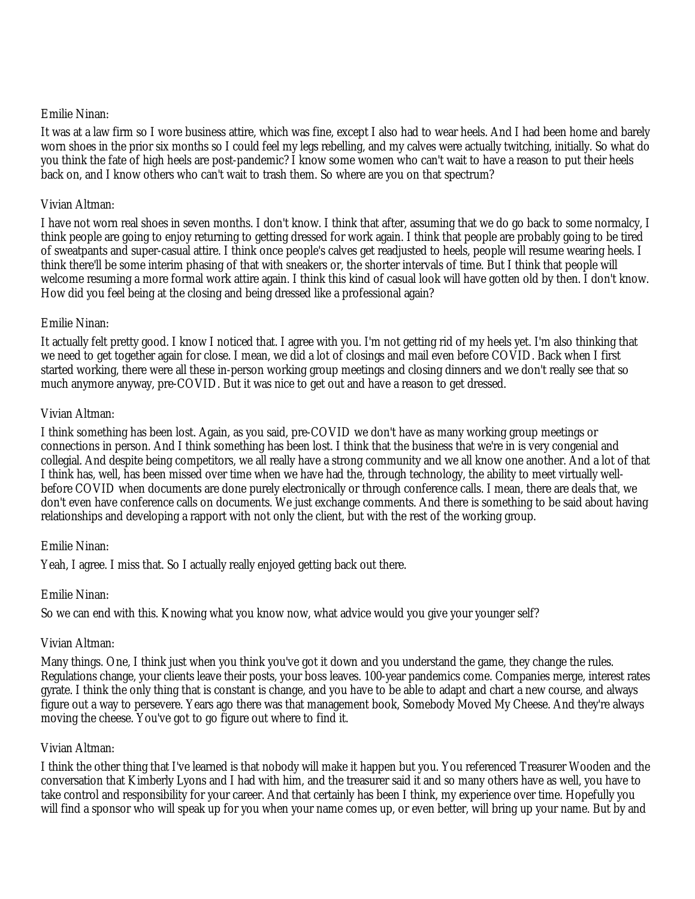Emilie Ninan:

It was at a law firm so I wore business attire, which was fine, except I also had to wear heels. And I had been home and barely worn shoes in the prior six months so I could feel my legs rebelling, and my calves were actually twitching, initially. So what do you think the fate of high heels are post-pandemic? I know some women who can't wait to have a reason to put their heels back on, and I know others who can't wait to trash them. So where are you on that spectrum?

Vivian Altman:

I have not worn real shoes in seven months. I don't know. I think that after, assuming that we do go back to some normalcy, I think people are going to enjoy returning to getting dressed for work again. I think that people are probably going to be tired of sweatpants and super-casual attire. I think once people's calves get readjusted to heels, people will resume wearing heels. I think there'll be some interim phasing of that with sneakers or, the shorter intervals of time. But I think that people will welcome resuming a more formal work attire again. I think this kind of casual look will have gotten old by then. I don't know. How did you feel being at the closing and being dressed like a professional again?

Emilie Ninan:

It actually felt pretty good. I know I noticed that. I agree with you. I'm not getting rid of my heels yet. I'm also thinking that we need to get together again for close. I mean, we did a lot of closings and mail even before COVID. Back when I first started working, there were all these in-person working group meetings and closing dinners and we don't really see that so much anymore anyway, pre-COVID. But it was nice to get out and have a reason to get dressed.

Vivian Altman:

I think something has been lost. Again, as you said, pre-COVID we don't have as many working group meetings or connections in person. And I think something has been lost. I think that the business that we're in is very congenial and collegial. And despite being competitors, we all really have a strong community and we all know one another. And a lot of that I think has, well, has been missed over time when we have had the, through technology, the ability to meet virtually well-before COVID when documents are done purely electronically or through conference calls. I mean, there are deals that, we don't even have conference calls on documents. We just exchange comments. And there is something to be said about having relationships and developing a rapport with not only the client, but with the rest of the working group.

Emilie Ninan:

Yeah, I agree. I miss that. So I actually really enjoyed getting back out there.

Emilie Ninan:

So we can end with this. Knowing what you know now, what advice would you give your younger self?

Vivian Altman:

Many things. One, I think just when you think you've got it down and you understand the game, they change the rules. Regulations change, your clients leave their posts, your boss leaves. 100-year pandemics come. Companies merge, interest rates gyrate. I think the only thing that is constant is change, and you have to be able to adapt and chart a new course, and always figure out a way to persevere. Years ago there was that management book, Somebody Moved My Cheese. And they're always moving the cheese. You've got to go figure out where to find it.

Vivian Altman:

I think the other thing that I've learned is that nobody will make it happen but you. You referenced Treasurer Wooden and the conversation that Kimberly Lyons and I had with him, and the treasurer said it and so many others have as well, you have to take control and responsibility for your career. And that certainly has been I think, my experience over time. Hopefully you will find a sponsor who will speak up for you when your name comes up, or even better, will bring up your name. But by and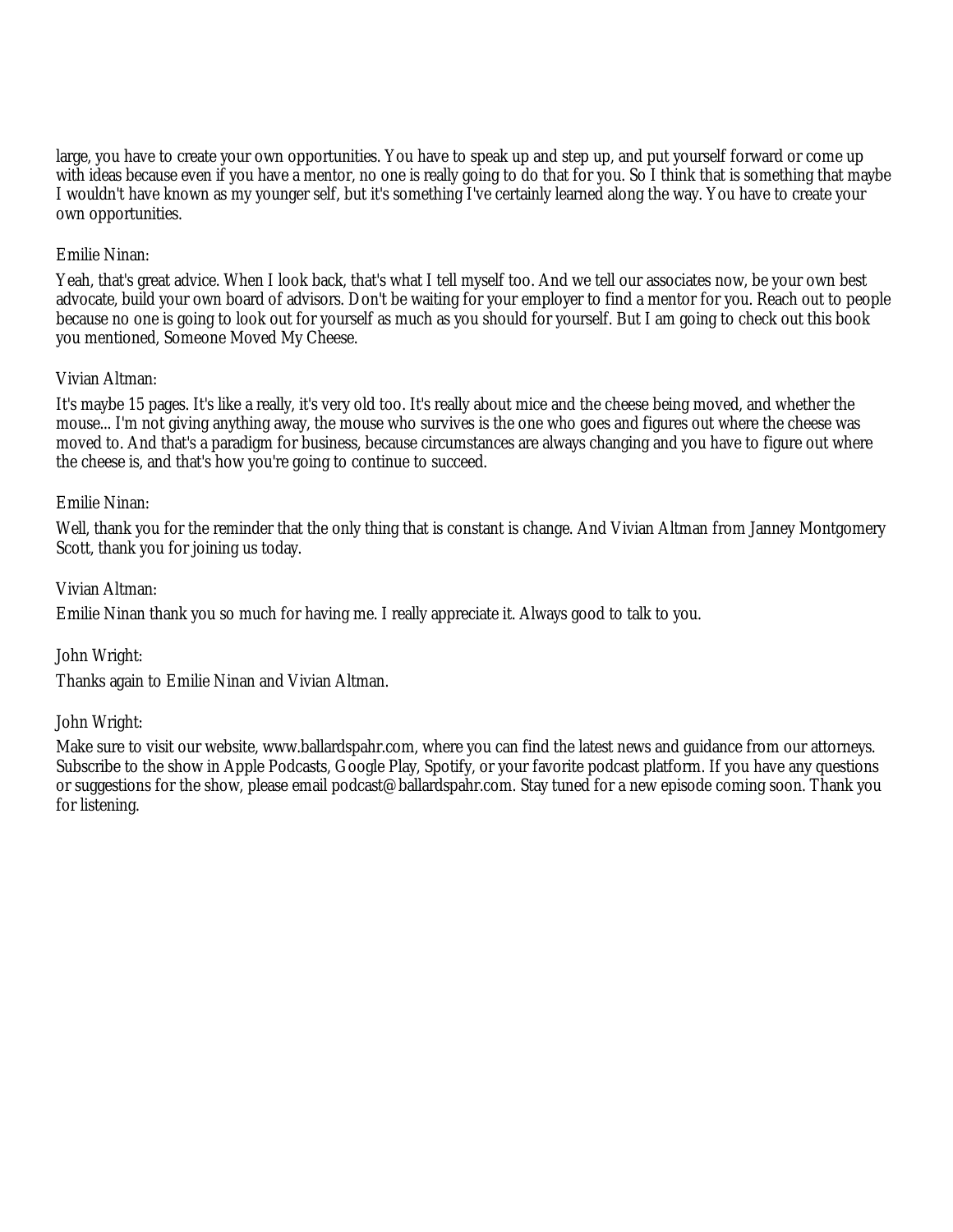large, you have to create your own opportunities. You have to speak up and step up, and put yourself forward or come up with ideas because even if you have a mentor, no one is really going to do that for you. So I think that is something that maybe I wouldn't have known as my younger self, but it's something I've certainly learned along the way. You have to create your own opportunities.

Emilie Ninan:

Yeah, that's great advice. When I look back, that's what I tell myself too. And we tell our associates now, be your own best advocate, build your own board of advisors. Don't be waiting for your employer to find a mentor for you. Reach out to people because no one is going to look out for yourself as much as you should for yourself. But I am going to check out this book you mentioned, Someone Moved My Cheese.

Vivian Altman:

It's maybe 15 pages. It's like a really, it's very old too. It's really about mice and the cheese being moved, and whether the mouse... I'm not giving anything away, the mouse who survives is the one who goes and figures out where the cheese was moved to. And that's a paradigm for business, because circumstances are always changing and you have to figure out where the cheese is, and that's how you're going to continue to succeed.

Emilie Ninan:

Well, thank you for the reminder that the only thing that is constant is change. And Vivian Altman from Janney Montgomery Scott, thank you for joining us today.

Vivian Altman:

Emilie Ninan thank you so much for having me. I really appreciate it. Always good to talk to you.

John Wright:

Thanks again to Emilie Ninan and Vivian Altman.

John Wright:

Make sure to visit our website, www.ballardspahr.com, where you can find the latest news and guidance from our attorneys. Subscribe to the show in Apple Podcasts, Google Play, Spotify, or your favorite podcast platform. If you have any questions or suggestions for the show, please email podcast@ballardspahr.com. Stay tuned for a new episode coming soon. Thank you for listening.